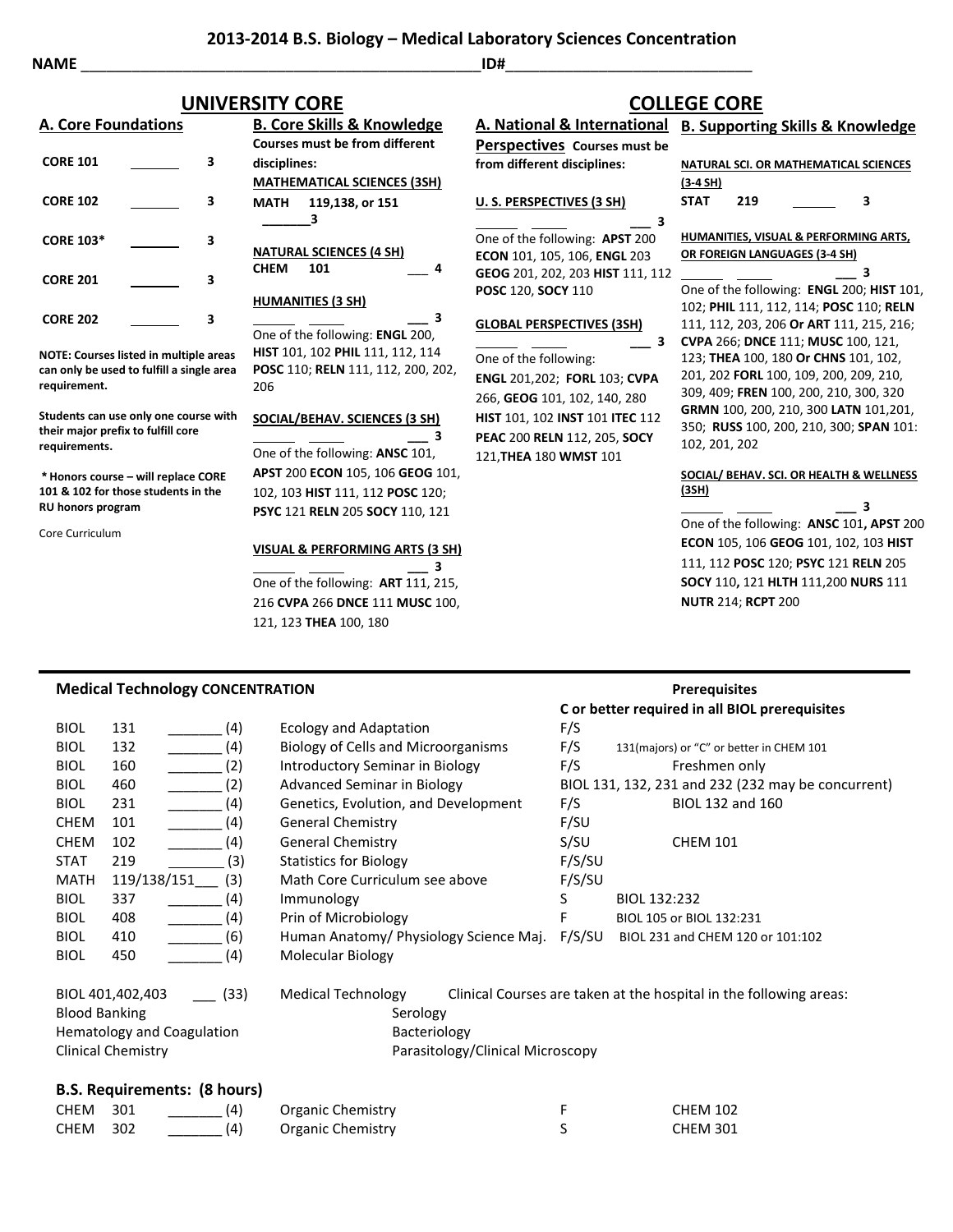# 2013-2014 B.S. Biology – Medical Laboratory Sciences Concentration

**NAME** ______________________________________________ **ID#** ____________________________

## UNIVERSITY CORE

### A. Core Foundations

| | | |
|---|---|---|
| **CORE 101** | ______ | 3 |
| **CORE 102** | ______ | 3 |
| **CORE 103*** | ______ | 3 |
| **CORE 201** | ______ | 3 |
| **CORE 202** | ______ | 3 |

**NOTE: Courses listed in multiple areas can only be used to fulfill a single area requirement.**

**Students can use only one course with their major prefix to fulfill core requirements.**

**\* Honors course – will replace CORE 101 & 102 for those students in the RU honors program**

Core Curriculum

### B. Core Skills & Knowledge

**Courses must be from different disciplines:**

**MATHEMATICAL SCIENCES (3SH)**

**MATH 119,138, or 151** ______ **3**

**NATURAL SCIENCES (4 SH)**

**CHEM 101** ___ **4**

**HUMANITIES (3 SH)**

______ ______ ___ **3**

One of the following: **ENGL** 200, **HIST** 101, 102 **PHIL** 111, 112, 114 **POSC** 110; **RELN** 111, 112, 200, 202, 206

**SOCIAL/BEHAV. SCIENCES (3 SH)**

______ ______ ___ **3**

One of the following: **ANSC** 101, **APST** 200 **ECON** 105, 106 **GEOG** 101, 102, 103 **HIST** 111, 112 **POSC** 120; **PSYC** 121 **RELN** 205 **SOCY** 110, 121

**VISUAL & PERFORMING ARTS (3 SH)**

______ ______ ___ **3**

One of the following: **ART** 111, 215, 216 **CVPA** 266 **DNCE** 111 **MUSC** 100, 121, 123 **THEA** 100, 180

## COLLEGE CORE

### A. National & International Perspectives

**Courses must be from different disciplines:**

**U. S. PERSPECTIVES (3 SH)**

______ ______ ___ **3**

One of the following: **APST** 200 **ECON** 101, 105, 106, **ENGL** 203 **GEOG** 201, 202, 203 **HIST** 111, 112 **POSC** 120, **SOCY** 110

**GLOBAL PERSPECTIVES (3SH)**

______ ______ ___ **3**

One of the following: **ENGL** 201,202; **FORL** 103; **CVPA** 266, **GEOG** 101, 102, 140, 280 **HIST** 101, 102 **INST** 101 **ITEC** 112 **PEAC** 200 **RELN** 112, 205, **SOCY** 121,**THEA** 180 **WMST** 101

### B. Supporting Skills & Knowledge

**NATURAL SCI. OR MATHEMATICAL SCIENCES (3-4 SH)**

**STAT 219** ______ **3**

**HUMANITIES, VISUAL & PERFORMING ARTS, OR FOREIGN LANGUAGES (3-4 SH)**

______ ______ ___ **3**

One of the following: **ENGL** 200; **HIST** 101, 102; **PHIL** 111, 112, 114; **POSC** 110; **RELN** 111, 112, 203, 206 **Or ART** 111, 215, 216; **CVPA** 266; **DNCE** 111; **MUSC** 100, 121, 123; **THEA** 100, 180 **Or CHNS** 101, 102, 201, 202 **FORL** 100, 109, 200, 209, 210, 309, 409; **FREN** 100, 200, 210, 300, 320 **GRMN** 100, 200, 210, 300 **LATN** 101,201, 350; **RUSS** 100, 200, 210, 300; **SPAN** 101: 102, 201, 202

**SOCIAL/ BEHAV. SCI. OR HEALTH & WELLNESS (3SH)**

______ ______ ___ **3**

One of the following: **ANSC** 101**, APST** 200 **ECON** 105, 106 **GEOG** 101, 102, 103 **HIST** 111, 112 **POSC** 120; **PSYC** 121 **RELN** 205 **SOCY** 110**,** 121 **HLTH** 111,200 **NURS** 111 **NUTR** 214; **RCPT** 200

---

### Medical Technology CONCENTRATION

**Prerequisites**
**C or better required in all BIOL prerequisites**

| | | | | | |
|---|---|---|---|---|---|
| BIOL | 131 | ______ (4) | Ecology and Adaptation | F/S | |
| BIOL | 132 | ______ (4) | Biology of Cells and Microorganisms | F/S | 131(majors) or "C" or better in CHEM 101 |
| BIOL | 160 | ______ (2) | Introductory Seminar in Biology | F/S | Freshmen only |
| BIOL | 460 | ______ (2) | Advanced Seminar in Biology | | BIOL 131, 132, 231 and 232 (232 may be concurrent) |
| BIOL | 231 | ______ (4) | Genetics, Evolution, and Development | F/S | BIOL 132 and 160 |
| CHEM | 101 | ______ (4) | General Chemistry | F/SU | |
| CHEM | 102 | ______ (4) | General Chemistry | S/SU | CHEM 101 |
| STAT | 219 | ______ (3) | Statistics for Biology | F/S/SU | |
| MATH | 119/138/151 | ___ (3) | Math Core Curriculum see above | F/S/SU | |
| BIOL | 337 | ______ (4) | Immunology | S | BIOL 132:232 |
| BIOL | 408 | ______ (4) | Prin of Microbiology | F | BIOL 105 or BIOL 132:231 |
| BIOL | 410 | ______ (6) | Human Anatomy/ Physiology Science Maj. | F/S/SU | BIOL 231 and CHEM 120 or 101:102 |
| BIOL | 450 | ______ (4) | Molecular Biology | | |

BIOL 401,402,403 ___ (33) Medical Technology — Clinical Courses are taken at the hospital in the following areas:

| | |
|---|---|
| Blood Banking | Serology |
| Hematology and Coagulation | Bacteriology |
| Clinical Chemistry | Parasitology/Clinical Microscopy |

### B.S. Requirements: (8 hours)

| | | | | | |
|---|---|---|---|---|---|
| CHEM | 301 | ______ (4) | Organic Chemistry | F | CHEM 102 |
| CHEM | 302 | ______ (4) | Organic Chemistry | S | CHEM 301 |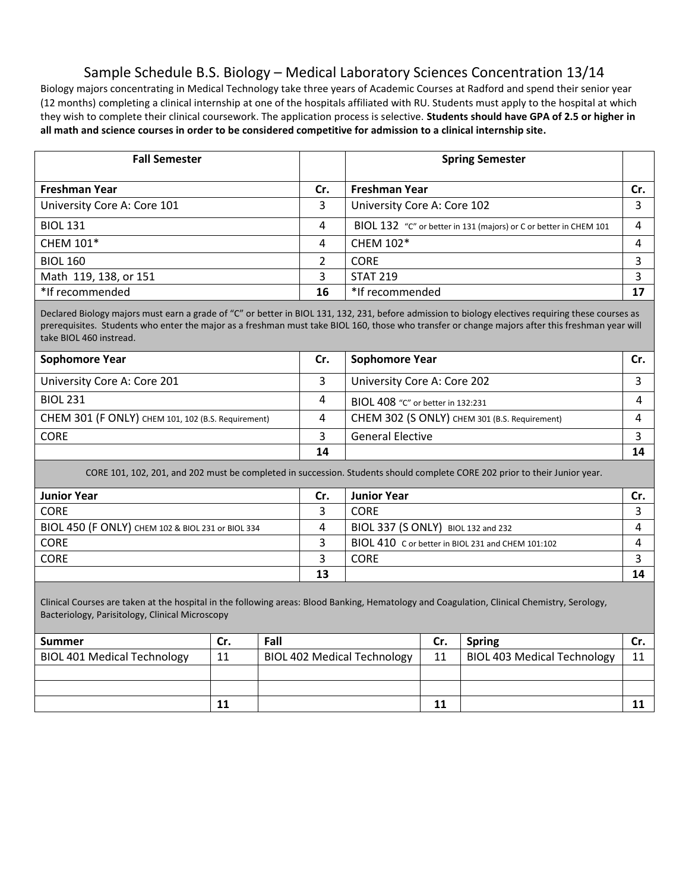# Sample Schedule B.S. Biology – Medical Laboratory Sciences Concentration 13/14

Biology majors concentrating in Medical Technology take three years of Academic Courses at Radford and spend their senior year (12 months) completing a clinical internship at one of the hospitals affiliated with RU. Students must apply to the hospital at which they wish to complete their clinical coursework. The application process is selective. **Students should have GPA of 2.5 or higher in all math and science courses in order to be considered competitive for admission to a clinical internship site.**

| Fall Semester | | Spring Semester | |
|---|---|---|---|
| **Freshman Year** | **Cr.** | **Freshman Year** | **Cr.** |
| University Core A: Core 101 | 3 | University Core A: Core 102 | 3 |
| BIOL 131 | 4 | BIOL 132 "C" or better in 131 (majors) or C or better in CHEM 101 | 4 |
| CHEM 101* | 4 | CHEM 102* | 4 |
| BIOL 160 | 2 | CORE | 3 |
| Math 119, 138, or 151 | 3 | STAT 219 | 3 |
| *If recommended | **16** | *If recommended | **17** |

Declared Biology majors must earn a grade of "C" or better in BIOL 131, 132, 231, before admission to biology electives requiring these courses as prerequisites. Students who enter the major as a freshman must take BIOL 160, those who transfer or change majors after this freshman year will take BIOL 460 instread.

| Sophomore Year | Cr. | Sophomore Year | Cr. |
|---|---|---|---|
| University Core A: Core 201 | 3 | University Core A: Core 202 | 3 |
| BIOL 231 | 4 | BIOL 408 "C" or better in 132:231 | 4 |
| CHEM 301 (F ONLY) CHEM 101, 102 (B.S. Requirement) | 4 | CHEM 302 (S ONLY) CHEM 301 (B.S. Requirement) | 4 |
| CORE | 3 | General Elective | 3 |
| | **14** | | **14** |

CORE 101, 102, 201, and 202 must be completed in succession. Students should complete CORE 202 prior to their Junior year.

| Junior Year | Cr. | Junior Year | Cr. |
|---|---|---|---|
| CORE | 3 | CORE | 3 |
| BIOL 450 (F ONLY) CHEM 102 & BIOL 231 or BIOL 334 | 4 | BIOL 337 (S ONLY) BIOL 132 and 232 | 4 |
| CORE | 3 | BIOL 410 C or better in BIOL 231 and CHEM 101:102 | 4 |
| CORE | 3 | CORE | 3 |
| | **13** | | **14** |

Clinical Courses are taken at the hospital in the following areas: Blood Banking, Hematology and Coagulation, Clinical Chemistry, Serology, Bacteriology, Parisitology, Clinical Microscopy

| Summer | Cr. | Fall | Cr. | Spring | Cr. |
|---|---|---|---|---|---|
| BIOL 401 Medical Technology | 11 | BIOL 402 Medical Technology | 11 | BIOL 403 Medical Technology | 11 |
| | | | | | |
| | | | | | |
| | **11** | | **11** | | **11** |